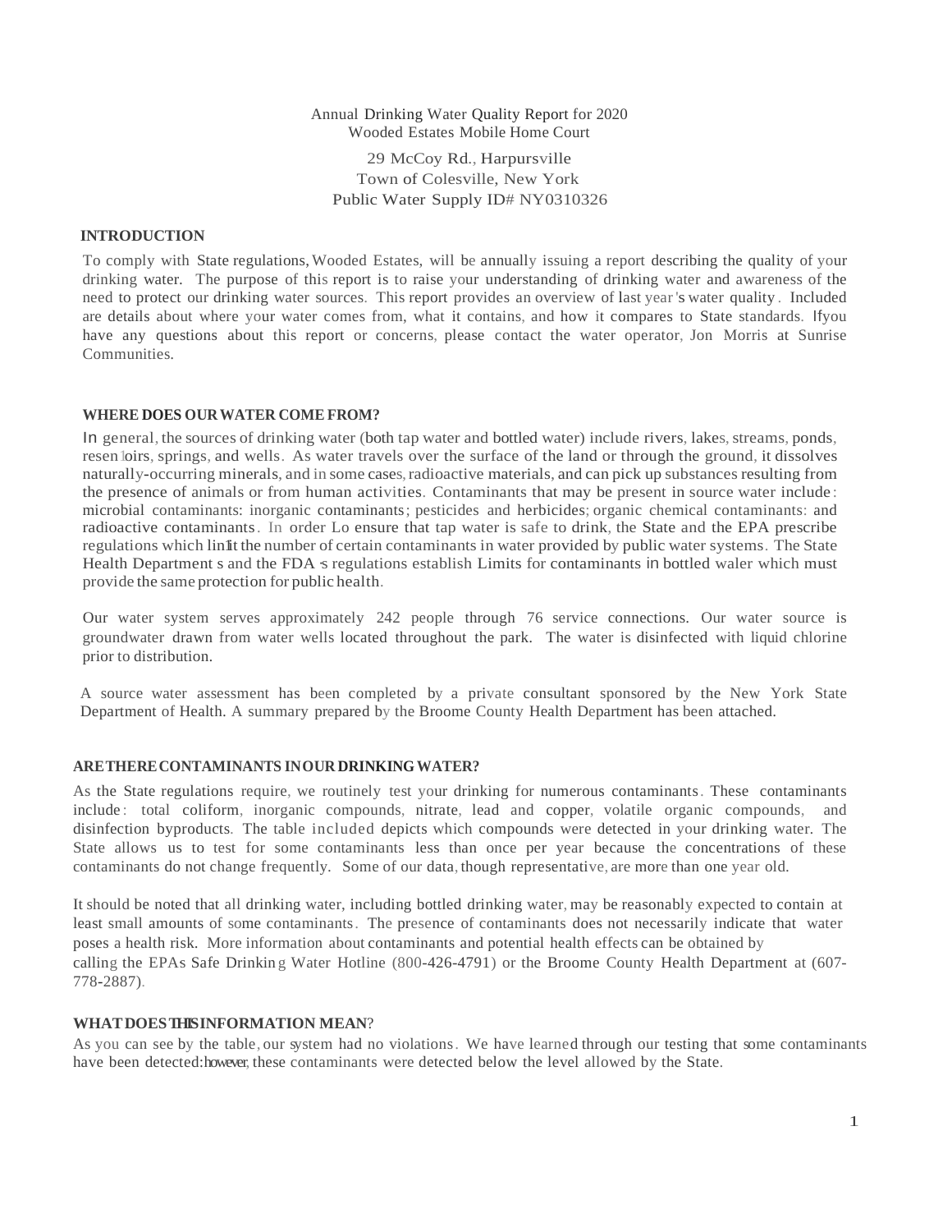Annual Drinking Water Quality Report for 2020
Wooded Estates Mobile Home Court

29 McCoy Rd., Harpursville
Town of Colesville, New York
Public Water Supply ID# NY0310326

## INTRODUCTION

To comply with State regulations, Wooded Estates, will be annually issuing a report describing the quality of your drinking water. The purpose of this report is to raise your understanding of drinking water and awareness of the need to protect our drinking water sources. This report provides an overview of last year's water quality. Included are details about where your water comes from, what it contains, and how it compares to State standards. Ifyou have any questions about this report or concerns, please contact the water operator, Jon Morris at Sunrise Communities.

## WHERE DOES OUR WATER COME FROM?

In general, the sources of drinking water (both tap water and bottled water) include rivers, lakes, streams, ponds, resen loirs, springs, and wells. As water travels over the surface of the land or through the ground, it dissolves naturally-occurring minerals, and in some cases, radioactive materials, and can pick up substances resulting from the presence of animals or from human activities. Contaminants that may be present in source water include: microbial contaminants: inorganic contaminants; pesticides and herbicides; organic chemical contaminants: and radioactive contaminants. In order Lo ensure that tap water is safe to drink, the State and the EPA prescribe regulations which limit the number of certain contaminants in water provided by public water systems. The State Health Department s and the FDA s regulations establish Limits for contaminants in bottled waler which must provide the same protection for public health.

Our water system serves approximately 242 people through 76 service connections. Our water source is groundwater drawn from water wells located throughout the park. The water is disinfected with liquid chlorine prior to distribution.

A source water assessment has been completed by a private consultant sponsored by the New York State Department of Health. A summary prepared by the Broome County Health Department has been attached.

## ARE THERE CONTAMINANTS IN OUR DRINKING WATER?

As the State regulations require, we routinely test your drinking for numerous contaminants. These contaminants include: total coliform, inorganic compounds, nitrate, lead and copper, volatile organic compounds, and disinfection byproducts. The table included depicts which compounds were detected in your drinking water. The State allows us to test for some contaminants less than once per year because the concentrations of these contaminants do not change frequently. Some of our data, though representative, are more than one year old.

It should be noted that all drinking water, including bottled drinking water, may be reasonably expected to contain at least small amounts of some contaminants. The presence of contaminants does not necessarily indicate that water poses a health risk. More information about contaminants and potential health effects can be obtained by calling the EPAs Safe Drinking Water Hotline (800-426-4791) or the Broome County Health Department at (607-778-2887).

## WHAT DOES THIS INFORMATION MEAN?

As you can see by the table, our system had no violations. We have learned through our testing that some contaminants have been detected:however, these contaminants were detected below the level allowed by the State.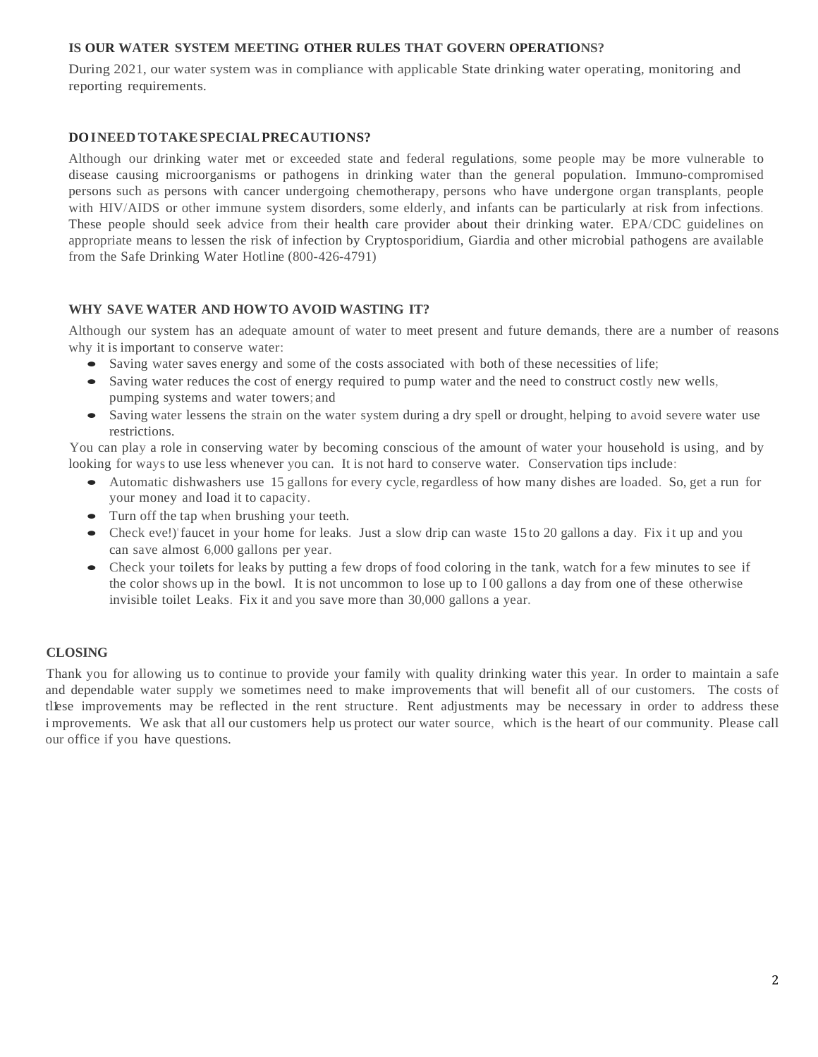## IS OUR WATER SYSTEM MEETING OTHER RULES THAT GOVERN OPERATIONS?

During 2021, our water system was in compliance with applicable State drinking water operating, monitoring and reporting requirements.

## DO I NEED TO TAKE SPECIAL PRECAUTIONS?

Although our drinking water met or exceeded state and federal regulations, some people may be more vulnerable to disease causing microorganisms or pathogens in drinking water than the general population. Immuno-compromised persons such as persons with cancer undergoing chemotherapy, persons who have undergone organ transplants, people with HIV/AIDS or other immune system disorders, some elderly, and infants can be particularly at risk from infections. These people should seek advice from their health care provider about their drinking water. EPA/CDC guidelines on appropriate means to lessen the risk of infection by Cryptosporidium, Giardia and other microbial pathogens are available from the Safe Drinking Water Hotline (800-426-4791)

## WHY SAVE WATER AND HOW TO AVOID WASTING IT?

Although our system has an adequate amount of water to meet present and future demands, there are a number of reasons why it is important to conserve water:

- Saving water saves energy and some of the costs associated with both of these necessities of life;
- Saving water reduces the cost of energy required to pump water and the need to construct costly new wells, pumping systems and water towers; and
- Saving water lessens the strain on the water system during a dry spell or drought, helping to avoid severe water use restrictions.

You can play a role in conserving water by becoming conscious of the amount of water your household is using, and by looking for ways to use less whenever you can. It is not hard to conserve water. Conservation tips include:

- Automatic dishwashers use 15 gallons for every cycle, regardless of how many dishes are loaded. So, get a run for your money and load it to capacity.
- Turn off the tap when brushing your teeth.
- Check every faucet in your home for leaks. Just a slow drip can waste 15 to 20 gallons a day. Fix it up and you can save almost 6,000 gallons per year.
- Check your toilets for leaks by putting a few drops of food coloring in the tank, watch for a few minutes to see if the color shows up in the bowl. It is not uncommon to lose up to 100 gallons a day from one of these otherwise invisible toilet Leaks. Fix it and you save more than 30,000 gallons a year.

## CLOSING

Thank you for allowing us to continue to provide your family with quality drinking water this year. In order to maintain a safe and dependable water supply we sometimes need to make improvements that will benefit all of our customers. The costs of these improvements may be reflected in the rent structure. Rent adjustments may be necessary in order to address these improvements. We ask that all our customers help us protect our water source, which is the heart of our community. Please call our office if you have questions.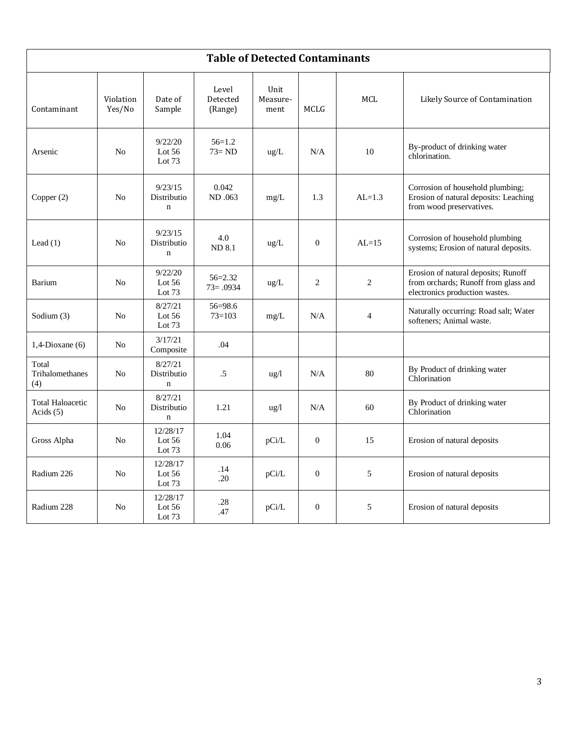## Table of Detected Contaminants

| Contaminant | Violation Yes/No | Date of Sample | Level Detected (Range) | Unit Measure-ment | MCLG | MCL | Likely Source of Contamination |
|---|---|---|---|---|---|---|---|
| Arsenic | No | 9/22/20 Lot 56 Lot 73 | 56=1.2 73= ND | ug/L | N/A | 10 | By-product of drinking water chlorination. |
| Copper (2) | No | 9/23/15 Distribution | 0.042 ND .063 | mg/L | 1.3 | AL=1.3 | Corrosion of household plumbing; Erosion of natural deposits: Leaching from wood preservatives. |
| Lead (1) | No | 9/23/15 Distribution | 4.0 ND 8.1 | ug/L | 0 | AL=15 | Corrosion of household plumbing systems; Erosion of natural deposits. |
| Barium | No | 9/22/20 Lot 56 Lot 73 | 56=2.32 73= .0934 | ug/L | 2 | 2 | Erosion of natural deposits; Runoff from orchards; Runoff from glass and electronics production wastes. |
| Sodium (3) | No | 8/27/21 Lot 56 Lot 73 | 56=98.6 73=103 | mg/L | N/A | 4 | Naturally occurring: Road salt; Water softeners; Animal waste. |
| 1,4-Dioxane (6) | No | 3/17/21 Composite | .04 | | | | |
| Total Trihalomethanes (4) | No | 8/27/21 Distribution | .5 | ug/l | N/A | 80 | By Product of drinking water Chlorination |
| Total Haloacetic Acids (5) | No | 8/27/21 Distribution | 1.21 | ug/l | N/A | 60 | By Product of drinking water Chlorination |
| Gross Alpha | No | 12/28/17 Lot 56 Lot 73 | 1.04 0.06 | pCi/L | 0 | 15 | Erosion of natural deposits |
| Radium 226 | No | 12/28/17 Lot 56 Lot 73 | .14 .20 | pCi/L | 0 | 5 | Erosion of natural deposits |
| Radium 228 | No | 12/28/17 Lot 56 Lot 73 | .28 .47 | pCi/L | 0 | 5 | Erosion of natural deposits |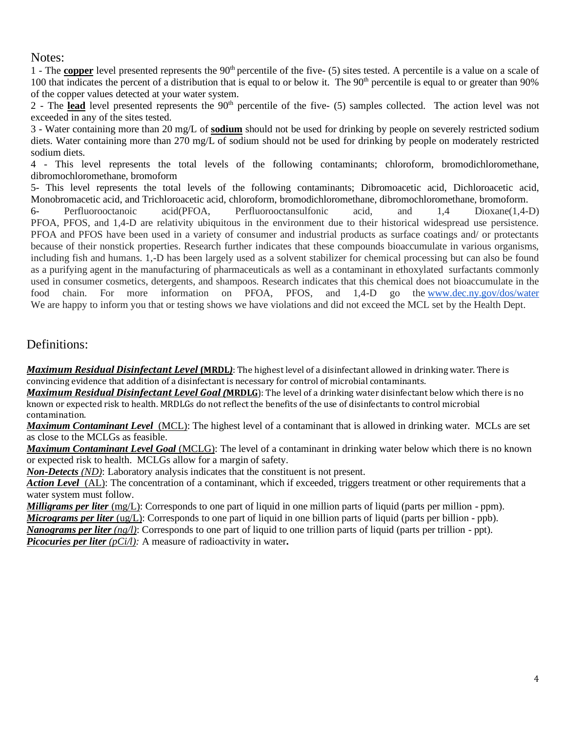## Notes:

1 - The **copper** level presented represents the 90th percentile of the five- (5) sites tested. A percentile is a value on a scale of 100 that indicates the percent of a distribution that is equal to or below it. The 90th percentile is equal to or greater than 90% of the copper values detected at your water system.

2 - The **lead** level presented represents the 90th percentile of the five- (5) samples collected. The action level was not exceeded in any of the sites tested.

3 - Water containing more than 20 mg/L of **sodium** should not be used for drinking by people on severely restricted sodium diets. Water containing more than 270 mg/L of sodium should not be used for drinking by people on moderately restricted sodium diets.

4 - This level represents the total levels of the following contaminants; chloroform, bromodichloromethane, dibromochloromethane, bromoform

5- This level represents the total levels of the following contaminants; Dibromoacetic acid, Dichloroacetic acid, Monobromacetic acid, and Trichloroacetic acid, chloroform, bromodichloromethane, dibromochloromethane, bromoform.

6- Perfluorooctanoic acid(PFOA, Perfluorooctansulfonic acid, and 1,4 Dioxane(1,4-D) PFOA, PFOS, and 1,4-D are relativity ubiquitous in the environment due to their historical widespread use persistence. PFOA and PFOS have been used in a variety of consumer and industrial products as surface coatings and/ or protectants because of their nonstick properties. Research further indicates that these compounds bioaccumulate in various organisms, including fish and humans. 1,-D has been largely used as a solvent stabilizer for chemical processing but can also be found as a purifying agent in the manufacturing of pharmaceuticals as well as a contaminant in ethoxylated surfactants commonly used in consumer cosmetics, detergents, and shampoos. Research indicates that this chemical does not bioaccumulate in the food chain. For more information on PFOA, PFOS, and 1,4-D go the www.dec.ny.gov/dos/water
We are happy to inform you that or testing shows we have violations and did not exceed the MCL set by the Health Dept.

## Definitions:

***Maximum Residual Disinfectant Level* (MRDL)**: The highest level of a disinfectant allowed in drinking water. There is convincing evidence that addition of a disinfectant is necessary for control of microbial contaminants.

***Maximum Residual Disinfectant Level Goal (*MRDLG**): The level of a drinking water disinfectant below which there is no known or expected risk to health. MRDLGs do not reflect the benefits of the use of disinfectants to control microbial contamination.

***Maximum Contaminant Level*** (MCL): The highest level of a contaminant that is allowed in drinking water. MCLs are set as close to the MCLGs as feasible.

***Maximum Contaminant Level Goal*** (MCLG): The level of a contaminant in drinking water below which there is no known or expected risk to health. MCLGs allow for a margin of safety.

***Non-Detects*** *(ND)*: Laboratory analysis indicates that the constituent is not present.

***Action Level*** (AL): The concentration of a contaminant, which if exceeded, triggers treatment or other requirements that a water system must follow.

***Milligrams per liter*** (mg/L): Corresponds to one part of liquid in one million parts of liquid (parts per million - ppm).

***Micrograms per liter*** (ug/L): Corresponds to one part of liquid in one billion parts of liquid (parts per billion - ppb).

***Nanograms per liter*** *(ng/l)*: Corresponds to one part of liquid to one trillion parts of liquid (parts per trillion - ppt).

***Picocuries per liter*** *(pCi/l):* A measure of radioactivity in water**.**